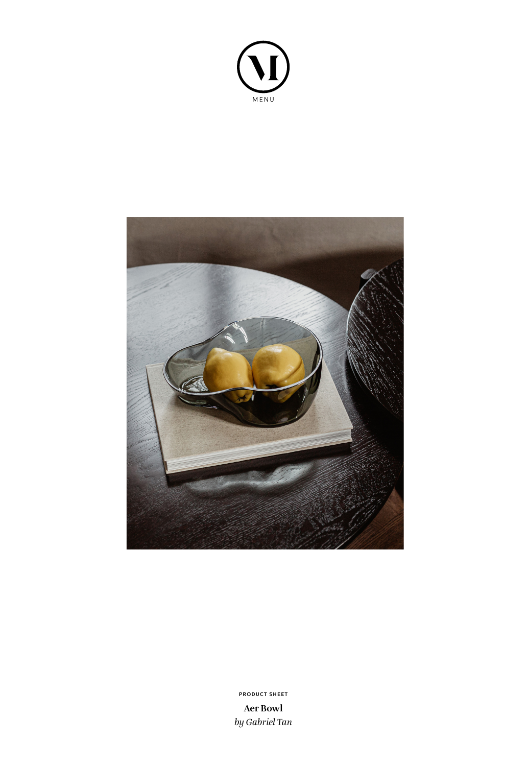MENU

PRODUCT SHEET

**Aer Bowl**

*by Gabriel Tan*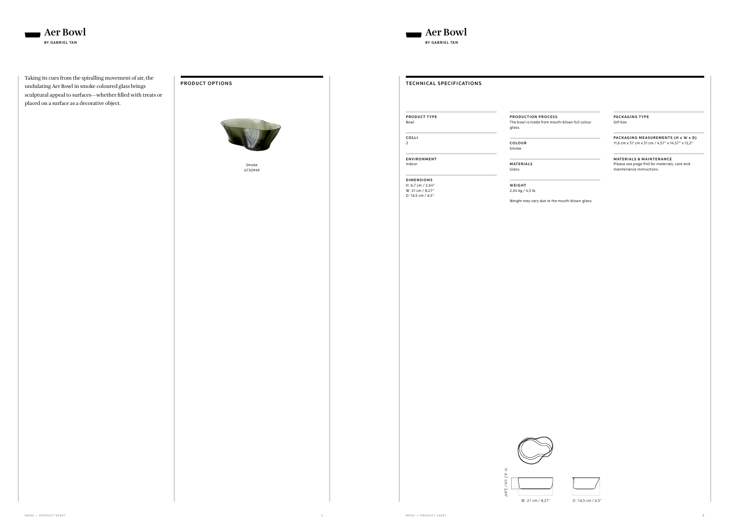# Aer Bowl

BY GABRIEL TAN

Taking its cues from the spiralling movement of air, the undulating Aer Bowl in smoke coloured glass brings sculptural appeal to surfaces—whether filled with treats or placed on a surface as a decorative object.

## PRODUCT OPTIONS

Smoke
4730949

# Aer Bowl

BY GABRIEL TAN

## TECHNICAL SPECIFICATIONS

**PRODUCT TYPE**
Bowl

**COLLI**
2

**ENVIRONMENT**
Indoor

**DIMENSIONS**
H: 6,7 cm / 2,64"
W: 21 cm / 8,27"
D: 16,5 cm / 6,5"

**PRODUCTION PROCESS**
The bowl is made from mouth-blown full colour glass.

**COLOUR**
Smoke

**MATERIALS**
Glass

**WEIGHT**
2,04 kg / 4,5 lb

Weight may vary due to the mouth-blown glass

**PACKAGING TYPE**
Gift box

**PACKAGING MEASUREMENTS (H x W x D)**
11,6 cm x 37 cm x 31 cm / 4,57" x 14,57" x 12,2"

**MATERIALS & MAINTENANCE**
Please see page 940 for materials, care and maintenance instructions.

H: 6,7 cm / 2,64"
W: 21 cm / 8,27"
D: 16,5 cm / 6,5"